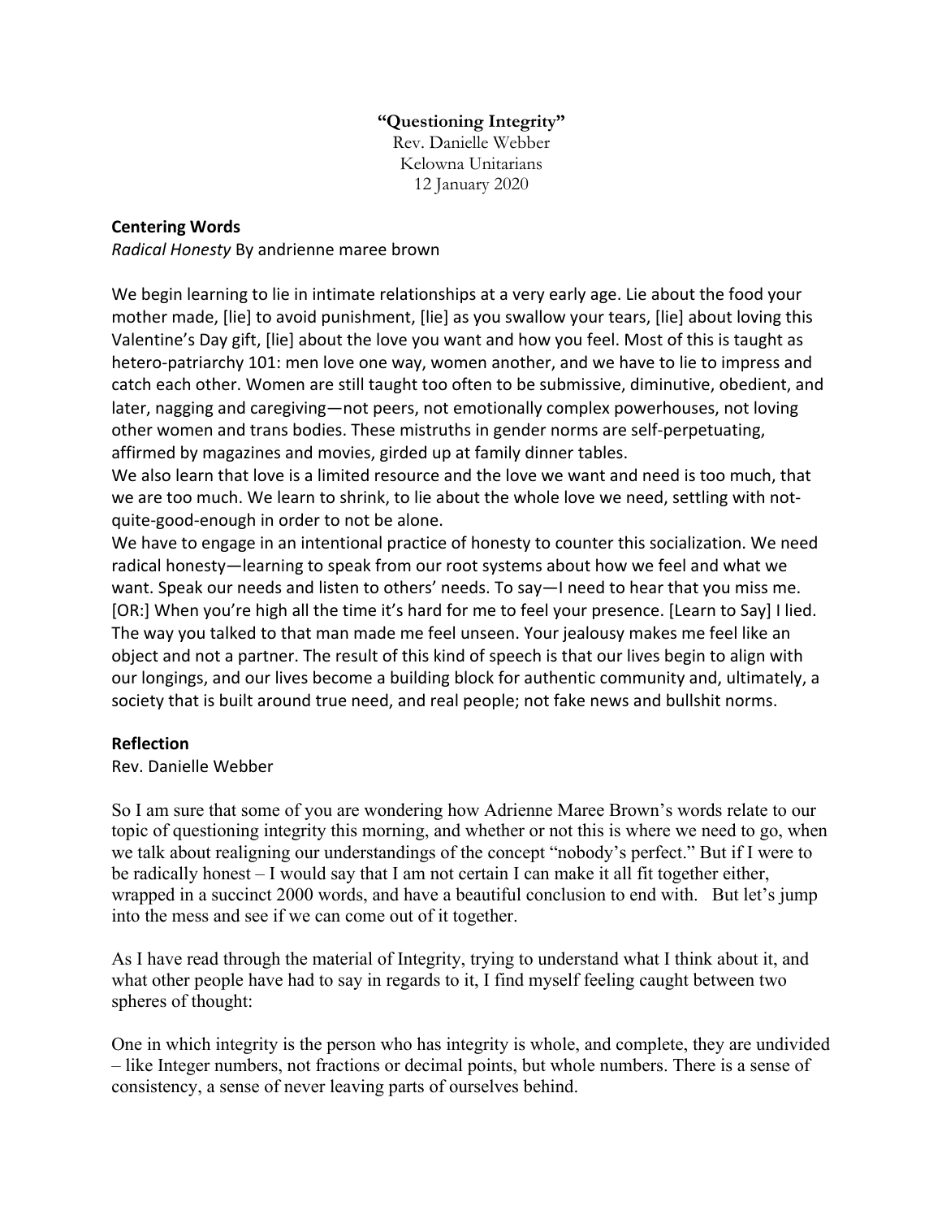**“Questioning Integrity”**
Rev. Danielle Webber
Kelowna Unitarians
12 January 2020

**Centering Words**
*Radical Honesty* By andrienne maree brown

We begin learning to lie in intimate relationships at a very early age. Lie about the food your mother made, [lie] to avoid punishment, [lie] as you swallow your tears, [lie] about loving this Valentine’s Day gift, [lie] about the love you want and how you feel. Most of this is taught as hetero-patriarchy 101: men love one way, women another, and we have to lie to impress and catch each other. Women are still taught too often to be submissive, diminutive, obedient, and later, nagging and caregiving—not peers, not emotionally complex powerhouses, not loving other women and trans bodies. These mistruths in gender norms are self-perpetuating, affirmed by magazines and movies, girded up at family dinner tables.
We also learn that love is a limited resource and the love we want and need is too much, that we are too much. We learn to shrink, to lie about the whole love we need, settling with not-quite-good-enough in order to not be alone.
We have to engage in an intentional practice of honesty to counter this socialization. We need radical honesty—learning to speak from our root systems about how we feel and what we want. Speak our needs and listen to others’ needs. To say—I need to hear that you miss me. [OR:] When you’re high all the time it’s hard for me to feel your presence. [Learn to Say] I lied. The way you talked to that man made me feel unseen. Your jealousy makes me feel like an object and not a partner. The result of this kind of speech is that our lives begin to align with our longings, and our lives become a building block for authentic community and, ultimately, a society that is built around true need, and real people; not fake news and bullshit norms.

**Reflection**
Rev. Danielle Webber

So I am sure that some of you are wondering how Adrienne Maree Brown’s words relate to our topic of questioning integrity this morning, and whether or not this is where we need to go, when we talk about realigning our understandings of the concept “nobody’s perfect.” But if I were to be radically honest – I would say that I am not certain I can make it all fit together either, wrapped in a succinct 2000 words, and have a beautiful conclusion to end with. But let’s jump into the mess and see if we can come out of it together.

As I have read through the material of Integrity, trying to understand what I think about it, and what other people have had to say in regards to it, I find myself feeling caught between two spheres of thought:

One in which integrity is the person who has integrity is whole, and complete, they are undivided – like Integer numbers, not fractions or decimal points, but whole numbers. There is a sense of consistency, a sense of never leaving parts of ourselves behind.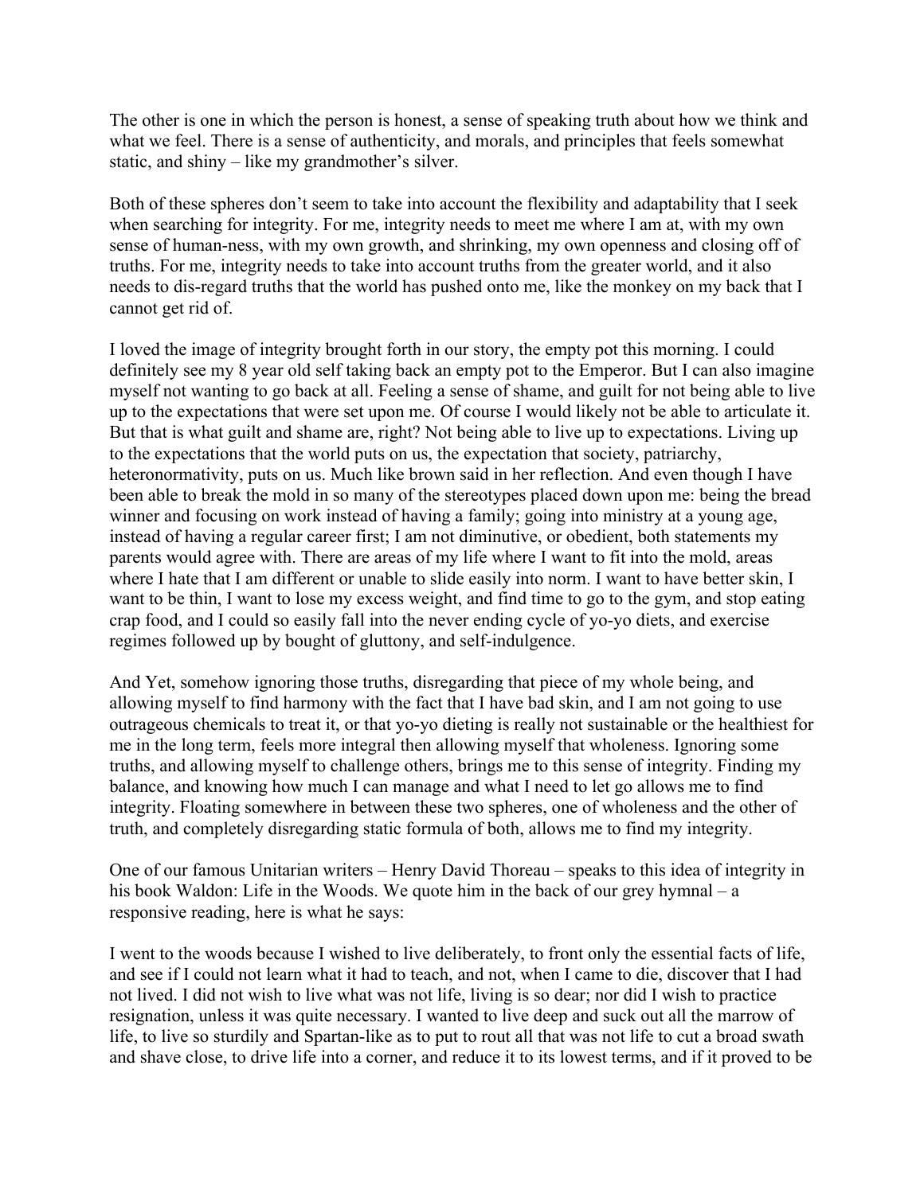The other is one in which the person is honest, a sense of speaking truth about how we think and what we feel. There is a sense of authenticity, and morals, and principles that feels somewhat static, and shiny – like my grandmother's silver.

Both of these spheres don't seem to take into account the flexibility and adaptability that I seek when searching for integrity. For me, integrity needs to meet me where I am at, with my own sense of human-ness, with my own growth, and shrinking, my own openness and closing off of truths. For me, integrity needs to take into account truths from the greater world, and it also needs to dis-regard truths that the world has pushed onto me, like the monkey on my back that I cannot get rid of.

I loved the image of integrity brought forth in our story, the empty pot this morning. I could definitely see my 8 year old self taking back an empty pot to the Emperor. But I can also imagine myself not wanting to go back at all. Feeling a sense of shame, and guilt for not being able to live up to the expectations that were set upon me. Of course I would likely not be able to articulate it. But that is what guilt and shame are, right? Not being able to live up to expectations. Living up to the expectations that the world puts on us, the expectation that society, patriarchy, heteronormativity, puts on us. Much like brown said in her reflection. And even though I have been able to break the mold in so many of the stereotypes placed down upon me: being the bread winner and focusing on work instead of having a family; going into ministry at a young age, instead of having a regular career first; I am not diminutive, or obedient, both statements my parents would agree with. There are areas of my life where I want to fit into the mold, areas where I hate that I am different or unable to slide easily into norm. I want to have better skin, I want to be thin, I want to lose my excess weight, and find time to go to the gym, and stop eating crap food, and I could so easily fall into the never ending cycle of yo-yo diets, and exercise regimes followed up by bought of gluttony, and self-indulgence.

And Yet, somehow ignoring those truths, disregarding that piece of my whole being, and allowing myself to find harmony with the fact that I have bad skin, and I am not going to use outrageous chemicals to treat it, or that yo-yo dieting is really not sustainable or the healthiest for me in the long term, feels more integral then allowing myself that wholeness. Ignoring some truths, and allowing myself to challenge others, brings me to this sense of integrity. Finding my balance, and knowing how much I can manage and what I need to let go allows me to find integrity. Floating somewhere in between these two spheres, one of wholeness and the other of truth, and completely disregarding static formula of both, allows me to find my integrity.

One of our famous Unitarian writers – Henry David Thoreau – speaks to this idea of integrity in his book Waldon: Life in the Woods. We quote him in the back of our grey hymnal – a responsive reading, here is what he says:

I went to the woods because I wished to live deliberately, to front only the essential facts of life, and see if I could not learn what it had to teach, and not, when I came to die, discover that I had not lived. I did not wish to live what was not life, living is so dear; nor did I wish to practice resignation, unless it was quite necessary. I wanted to live deep and suck out all the marrow of life, to live so sturdily and Spartan-like as to put to rout all that was not life to cut a broad swath and shave close, to drive life into a corner, and reduce it to its lowest terms, and if it proved to be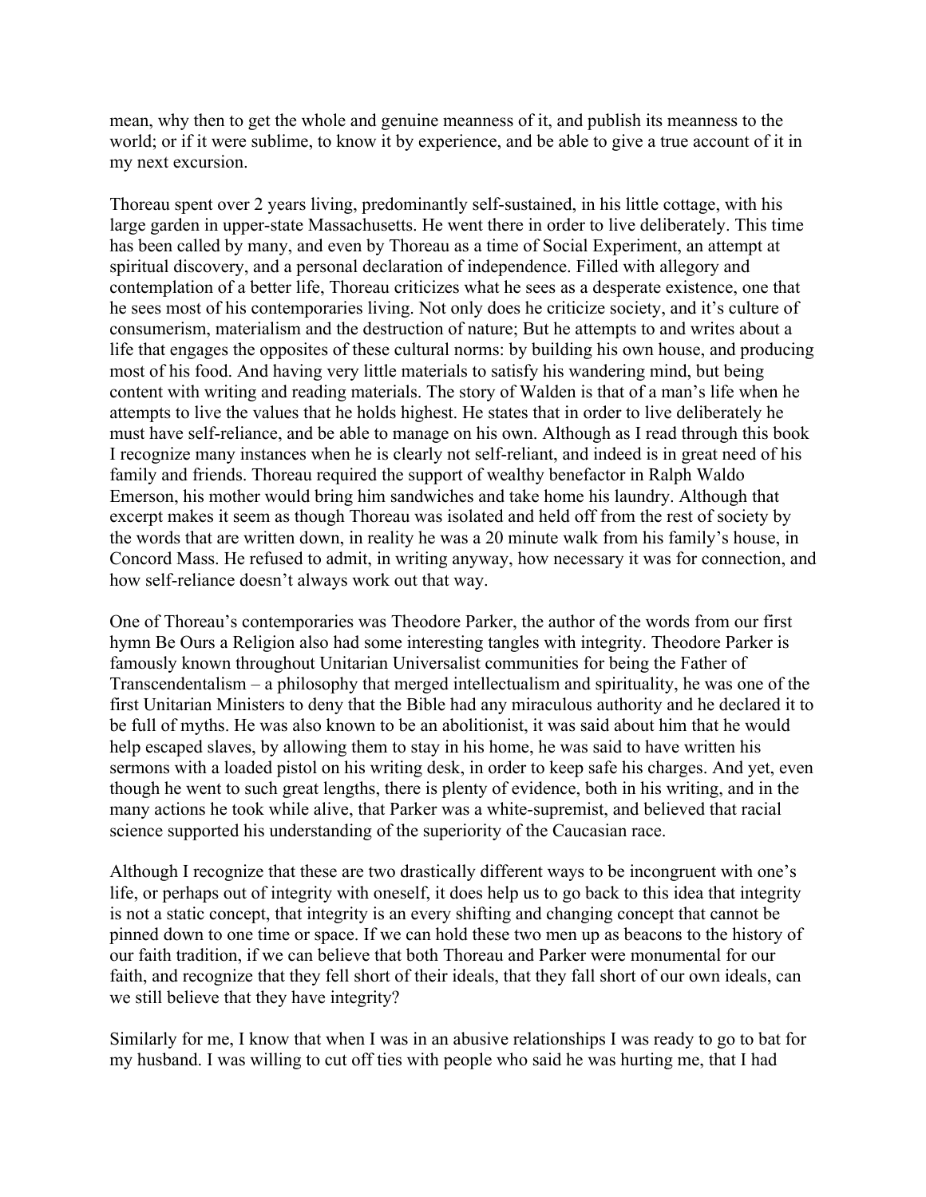mean, why then to get the whole and genuine meanness of it, and publish its meanness to the world; or if it were sublime, to know it by experience, and be able to give a true account of it in my next excursion.

Thoreau spent over 2 years living, predominantly self-sustained, in his little cottage, with his large garden in upper-state Massachusetts. He went there in order to live deliberately. This time has been called by many, and even by Thoreau as a time of Social Experiment, an attempt at spiritual discovery, and a personal declaration of independence. Filled with allegory and contemplation of a better life, Thoreau criticizes what he sees as a desperate existence, one that he sees most of his contemporaries living. Not only does he criticize society, and it's culture of consumerism, materialism and the destruction of nature; But he attempts to and writes about a life that engages the opposites of these cultural norms: by building his own house, and producing most of his food. And having very little materials to satisfy his wandering mind, but being content with writing and reading materials. The story of Walden is that of a man's life when he attempts to live the values that he holds highest. He states that in order to live deliberately he must have self-reliance, and be able to manage on his own. Although as I read through this book I recognize many instances when he is clearly not self-reliant, and indeed is in great need of his family and friends. Thoreau required the support of wealthy benefactor in Ralph Waldo Emerson, his mother would bring him sandwiches and take home his laundry. Although that excerpt makes it seem as though Thoreau was isolated and held off from the rest of society by the words that are written down, in reality he was a 20 minute walk from his family's house, in Concord Mass. He refused to admit, in writing anyway, how necessary it was for connection, and how self-reliance doesn't always work out that way.

One of Thoreau's contemporaries was Theodore Parker, the author of the words from our first hymn Be Ours a Religion also had some interesting tangles with integrity. Theodore Parker is famously known throughout Unitarian Universalist communities for being the Father of Transcendentalism – a philosophy that merged intellectualism and spirituality, he was one of the first Unitarian Ministers to deny that the Bible had any miraculous authority and he declared it to be full of myths. He was also known to be an abolitionist, it was said about him that he would help escaped slaves, by allowing them to stay in his home, he was said to have written his sermons with a loaded pistol on his writing desk, in order to keep safe his charges. And yet, even though he went to such great lengths, there is plenty of evidence, both in his writing, and in the many actions he took while alive, that Parker was a white-supremist, and believed that racial science supported his understanding of the superiority of the Caucasian race.

Although I recognize that these are two drastically different ways to be incongruent with one's life, or perhaps out of integrity with oneself, it does help us to go back to this idea that integrity is not a static concept, that integrity is an every shifting and changing concept that cannot be pinned down to one time or space. If we can hold these two men up as beacons to the history of our faith tradition, if we can believe that both Thoreau and Parker were monumental for our faith, and recognize that they fell short of their ideals, that they fall short of our own ideals, can we still believe that they have integrity?

Similarly for me, I know that when I was in an abusive relationships I was ready to go to bat for my husband. I was willing to cut off ties with people who said he was hurting me, that I had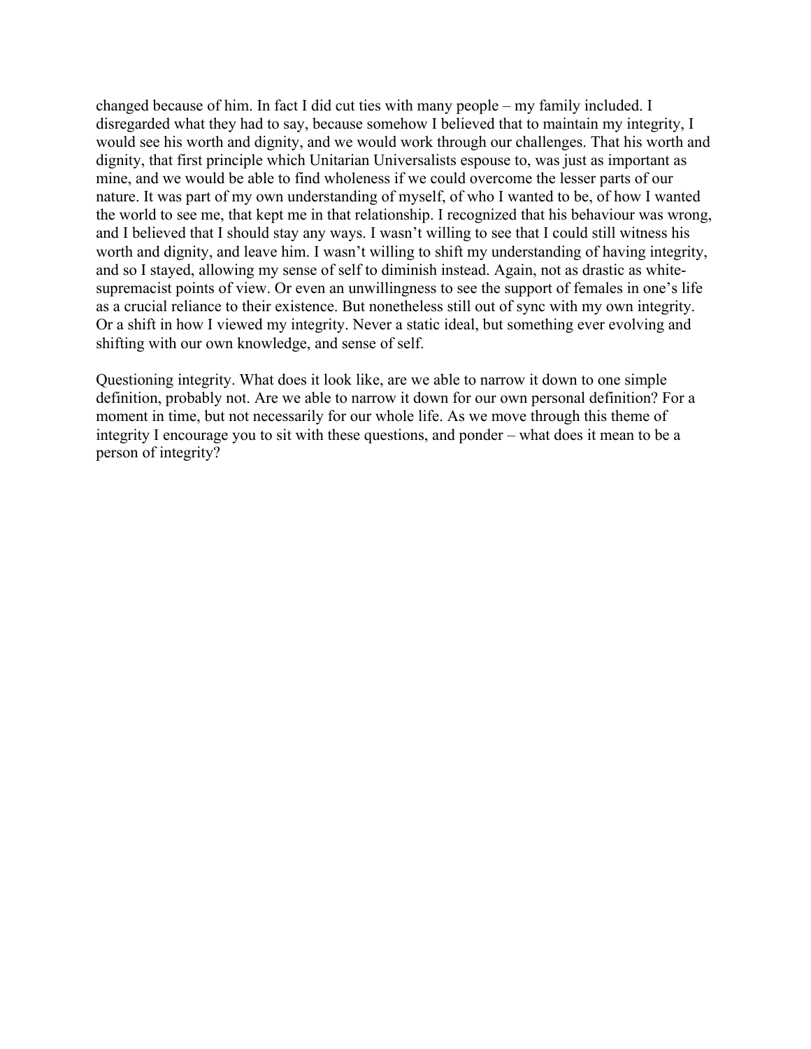changed because of him. In fact I did cut ties with many people – my family included. I disregarded what they had to say, because somehow I believed that to maintain my integrity, I would see his worth and dignity, and we would work through our challenges. That his worth and dignity, that first principle which Unitarian Universalists espouse to, was just as important as mine, and we would be able to find wholeness if we could overcome the lesser parts of our nature. It was part of my own understanding of myself, of who I wanted to be, of how I wanted the world to see me, that kept me in that relationship. I recognized that his behaviour was wrong, and I believed that I should stay any ways. I wasn't willing to see that I could still witness his worth and dignity, and leave him. I wasn't willing to shift my understanding of having integrity, and so I stayed, allowing my sense of self to diminish instead. Again, not as drastic as white-supremacist points of view. Or even an unwillingness to see the support of females in one's life as a crucial reliance to their existence. But nonetheless still out of sync with my own integrity. Or a shift in how I viewed my integrity. Never a static ideal, but something ever evolving and shifting with our own knowledge, and sense of self.

Questioning integrity. What does it look like, are we able to narrow it down to one simple definition, probably not. Are we able to narrow it down for our own personal definition? For a moment in time, but not necessarily for our whole life. As we move through this theme of integrity I encourage you to sit with these questions, and ponder – what does it mean to be a person of integrity?